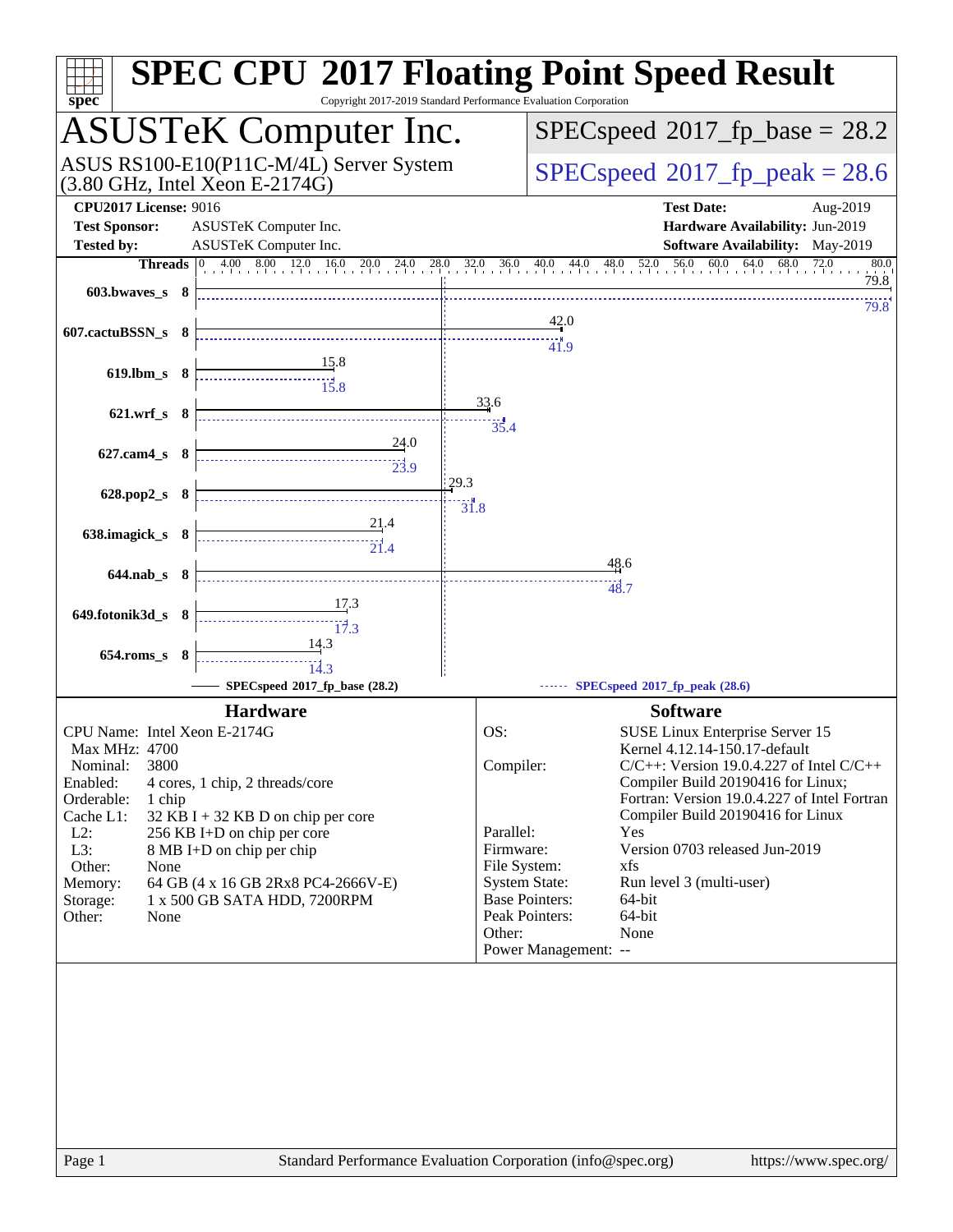# SPEC CPU 2017 Floating Point Speed Result

Copyright 2017-2019 Standard Performance Evaluation Corporation

## ASUSTeK Computer Inc.

ASUS RS100-E10(P11C-M/4L) Server System (3.80 GHz, Intel Xeon E-2174G)

**SPECspeed 2017_fp_base = 28.2**

**SPECspeed 2017_fp_peak = 28.6**

**CPU2017 License:** 9016
**Test Sponsor:** ASUSTeK Computer Inc.
**Tested by:** ASUSTeK Computer Inc.

**Test Date:** Aug-2019
**Hardware Availability:** Jun-2019
**Software Availability:** May-2019

| Benchmark | Threads | Base | Peak |
|---|---|---|---|
| 603.bwaves_s | 8 | 79.8 | 79.8 |
| 607.cactuBSSN_s | 8 | 42.0 | 41.9 |
| 619.lbm_s | 8 | 15.8 | 15.8 |
| 621.wrf_s | 8 | 33.6 | 35.4 |
| 627.cam4_s | 8 | 24.0 | 23.9 |
| 628.pop2_s | 8 | 29.3 | 31.8 |
| 638.imagick_s | 8 | 21.4 | 21.4 |
| 644.nab_s | 8 | 48.6 | 48.7 |
| 649.fotonik3d_s | 8 | 17.3 | 17.3 |
| 654.roms_s | 8 | 14.3 | 14.3 |

SPECspeed 2017_fp_base (28.2) — SPECspeed 2017_fp_peak (28.6)

### Hardware

| | |
|---|---|
| CPU Name: | Intel Xeon E-2174G |
| Max MHz: | 4700 |
| Nominal: | 3800 |
| Enabled: | 4 cores, 1 chip, 2 threads/core |
| Orderable: | 1 chip |
| Cache L1: | 32 KB I + 32 KB D on chip per core |
| L2: | 256 KB I+D on chip per core |
| L3: | 8 MB I+D on chip per chip |
| Other: | None |
| Memory: | 64 GB (4 x 16 GB 2Rx8 PC4-2666V-E) |
| Storage: | 1 x 500 GB SATA HDD, 7200RPM |
| Other: | None |

### Software

| | |
|---|---|
| OS: | SUSE Linux Enterprise Server 15<br>Kernel 4.12.14-150.17-default |
| Compiler: | C/C++: Version 19.0.4.227 of Intel C/C++ Compiler Build 20190416 for Linux;<br>Fortran: Version 19.0.4.227 of Intel Fortran Compiler Build 20190416 for Linux |
| Parallel: | Yes |
| Firmware: | Version 0703 released Jun-2019 |
| File System: | xfs |
| System State: | Run level 3 (multi-user) |
| Base Pointers: | 64-bit |
| Peak Pointers: | 64-bit |
| Other: | None |
| Power Management: | -- |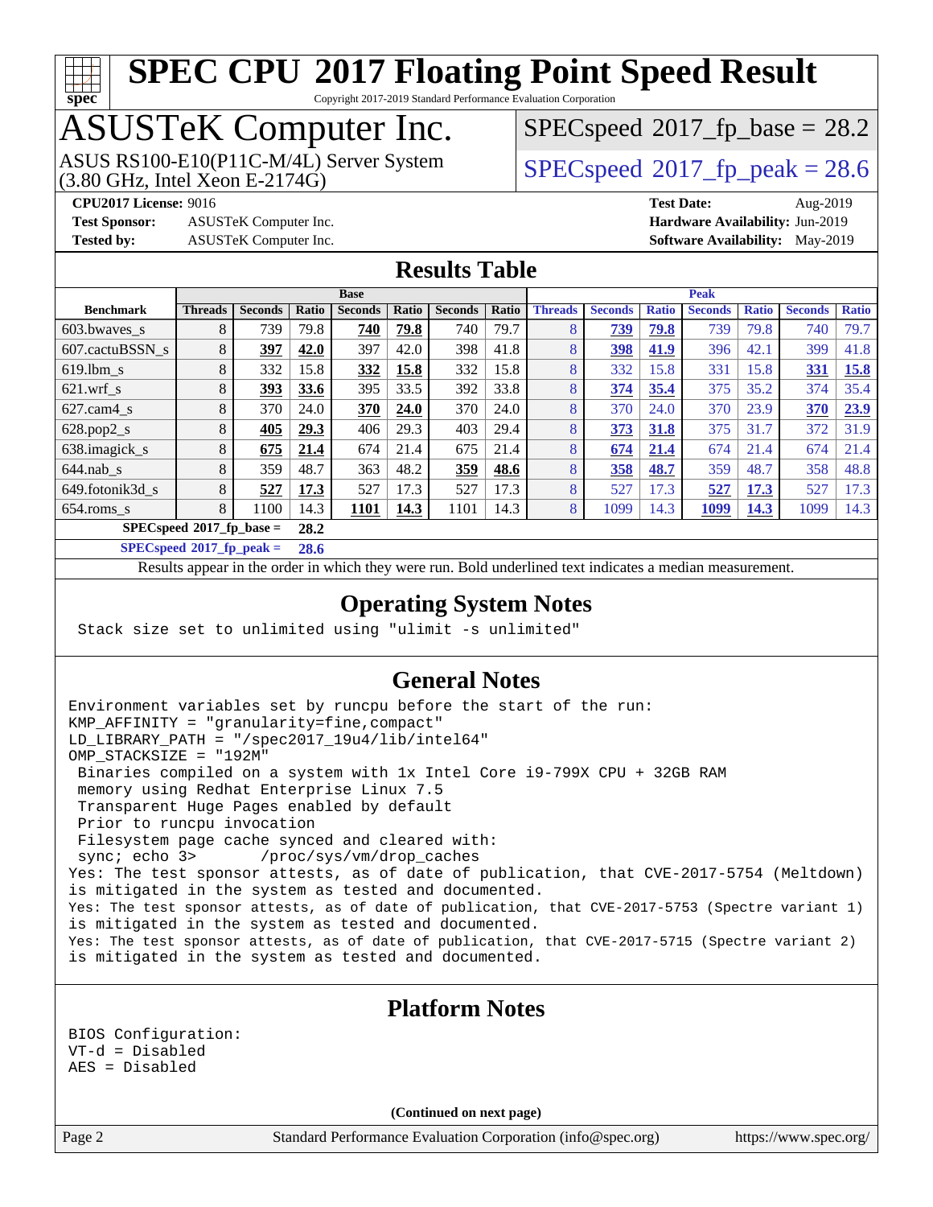# SPEC CPU 2017 Floating Point Speed Result

Copyright 2017-2019 Standard Performance Evaluation Corporation

## ASUSTeK Computer Inc.

ASUS RS100-E10(P11C-M/4L) Server System
(3.80 GHz, Intel Xeon E-2174G)

SPECspeed 2017_fp_base = 28.2

SPECspeed 2017_fp_peak = 28.6

**CPU2017 License:** 9016
**Test Sponsor:** ASUSTeK Computer Inc.
**Tested by:** ASUSTeK Computer Inc.

**Test Date:** Aug-2019
**Hardware Availability:** Jun-2019
**Software Availability:** May-2019

## Results Table

| Benchmark | Base | | | | | | | Peak | | | | | | |
|---|---|---|---|---|---|---|---|---|---|---|---|---|---|---|
| | Threads | Seconds | Ratio | Seconds | Ratio | Seconds | Ratio | Threads | Seconds | Ratio | Seconds | Ratio | Seconds | Ratio |
| 603.bwaves_s | 8 | 739 | 79.8 | **740** | **79.8** | 740 | 79.7 | 8 | **739** | **79.8** | 739 | 79.8 | 740 | 79.7 |
| 607.cactuBSSN_s | 8 | **397** | **42.0** | 397 | 42.0 | 398 | 41.8 | 8 | **398** | **41.9** | 396 | 42.1 | 399 | 41.8 |
| 619.lbm_s | 8 | 332 | 15.8 | **332** | **15.8** | 332 | 15.8 | 8 | 332 | 15.8 | 331 | 15.8 | **331** | **15.8** |
| 621.wrf_s | 8 | **393** | **33.6** | 395 | 33.5 | 392 | 33.8 | 8 | **374** | **35.4** | 375 | 35.2 | 374 | 35.4 |
| 627.cam4_s | 8 | 370 | 24.0 | **370** | **24.0** | 370 | 24.0 | 8 | 370 | 24.0 | 370 | 23.9 | **370** | **23.9** |
| 628.pop2_s | 8 | **405** | **29.3** | 406 | 29.3 | 403 | 29.4 | 8 | **373** | **31.8** | 375 | 31.7 | 372 | 31.9 |
| 638.imagick_s | 8 | **675** | **21.4** | 674 | 21.4 | 675 | 21.4 | 8 | **674** | **21.4** | 674 | 21.4 | 674 | 21.4 |
| 644.nab_s | 8 | 359 | 48.7 | 363 | 48.2 | **359** | **48.6** | 8 | **358** | **48.7** | 359 | 48.7 | 358 | 48.8 |
| 649.fotonik3d_s | 8 | **527** | **17.3** | 527 | 17.3 | 527 | 17.3 | 8 | 527 | 17.3 | **527** | **17.3** | 527 | 17.3 |
| 654.roms_s | 8 | 1100 | 14.3 | **1101** | **14.3** | 1101 | 14.3 | 8 | 1099 | 14.3 | **1099** | **14.3** | 1099 | 14.3 |

**SPECspeed 2017_fp_base = 28.2**

**SPECspeed 2017_fp_peak = 28.6**

Results appear in the order in which they were run. Bold underlined text indicates a median measurement.

## Operating System Notes

```
Stack size set to unlimited using "ulimit -s unlimited"
```

## General Notes

```
Environment variables set by runcpu before the start of the run:
KMP_AFFINITY = "granularity=fine,compact"
LD_LIBRARY_PATH = "/spec2017_19u4/lib/intel64"
OMP_STACKSIZE = "192M"
 Binaries compiled on a system with 1x Intel Core i9-799X CPU + 32GB RAM
 memory using Redhat Enterprise Linux 7.5
 Transparent Huge Pages enabled by default
 Prior to runcpu invocation
 Filesystem page cache synced and cleared with:
 sync; echo 3>       /proc/sys/vm/drop_caches
Yes: The test sponsor attests, as of date of publication, that CVE-2017-5754 (Meltdown)
is mitigated in the system as tested and documented.
Yes: The test sponsor attests, as of date of publication, that CVE-2017-5753 (Spectre variant 1)
is mitigated in the system as tested and documented.
Yes: The test sponsor attests, as of date of publication, that CVE-2017-5715 (Spectre variant 2)
is mitigated in the system as tested and documented.
```

## Platform Notes

```
BIOS Configuration:
VT-d = Disabled
AES = Disabled
```

(Continued on next page)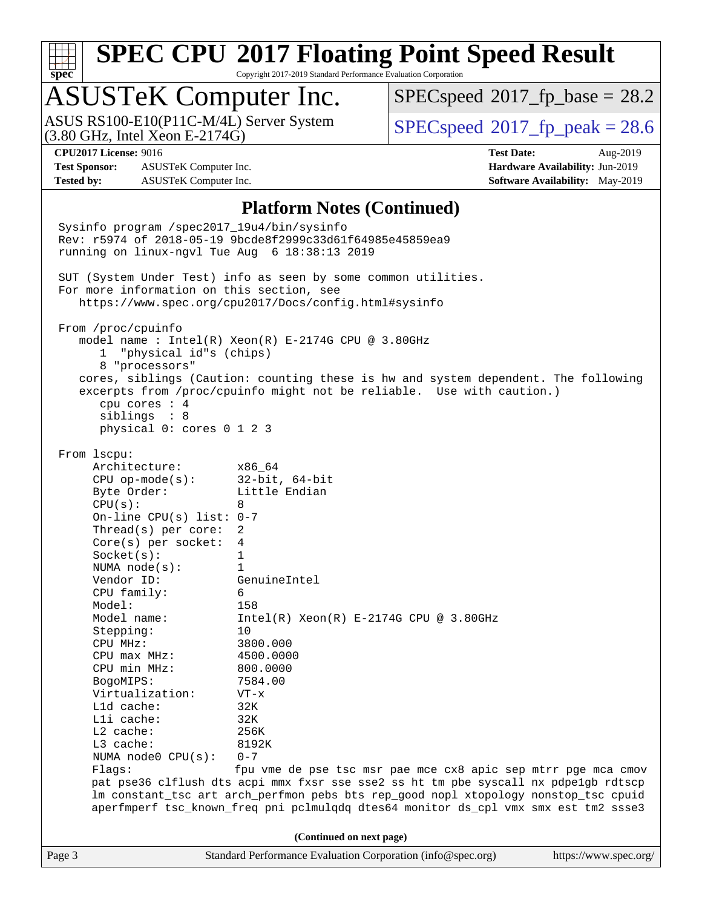## Platform Notes (Continued)

```
Sysinfo program /spec2017_19u4/bin/sysinfo
Rev: r5974 of 2018-05-19 9bcde8f2999c33d61f64985e45859ea9
running on linux-ngvl Tue Aug  6 18:38:13 2019

SUT (System Under Test) info as seen by some common utilities.
For more information on this section, see
   https://www.spec.org/cpu2017/Docs/config.html#sysinfo

From /proc/cpuinfo
   model name : Intel(R) Xeon(R) E-2174G CPU @ 3.80GHz
      1  "physical id"s (chips)
      8 "processors"
   cores, siblings (Caution: counting these is hw and system dependent. The following
   excerpts from /proc/cpuinfo might not be reliable.  Use with caution.)
      cpu cores : 4
      siblings  : 8
      physical 0: cores 0 1 2 3

From lscpu:
     Architecture:        x86_64
     CPU op-mode(s):      32-bit, 64-bit
     Byte Order:          Little Endian
     CPU(s):              8
     On-line CPU(s) list: 0-7
     Thread(s) per core:  2
     Core(s) per socket:  4
     Socket(s):           1
     NUMA node(s):        1
     Vendor ID:           GenuineIntel
     CPU family:          6
     Model:               158
     Model name:          Intel(R) Xeon(R) E-2174G CPU @ 3.80GHz
     Stepping:            10
     CPU MHz:             3800.000
     CPU max MHz:         4500.0000
     CPU min MHz:         800.0000
     BogoMIPS:            7584.00
     Virtualization:      VT-x
     L1d cache:           32K
     L1i cache:           32K
     L2 cache:            256K
     L3 cache:            8192K
     NUMA node0 CPU(s):   0-7
     Flags:               fpu vme de pse tsc msr pae mce cx8 apic sep mtrr pge mca cmov
     pat pse36 clflush dts acpi mmx fxsr sse sse2 ss ht tm pbe syscall nx pdpe1gb rdtscp
     lm constant_tsc art arch_perfmon pebs bts rep_good nopl xtopology nonstop_tsc cpuid
     aperfmperf tsc_known_freq pni pclmulqdq dtes64 monitor ds_cpl vmx smx est tm2 ssse3
```

(Continued on next page)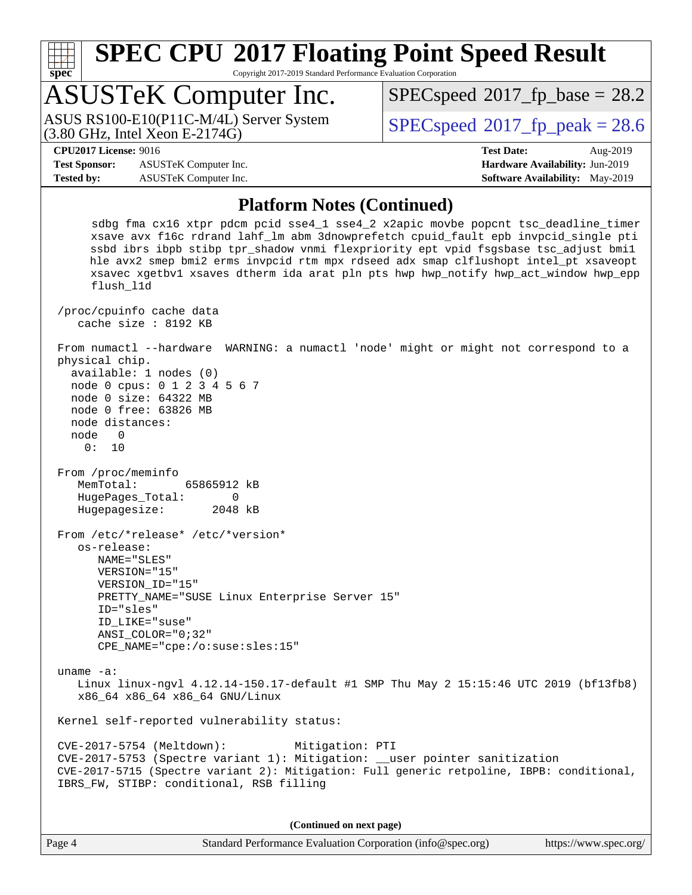## Platform Notes (Continued)

```
     sdbg fma cx16 xtpr pdcm pcid sse4_1 sse4_2 x2apic movbe popcnt tsc_deadline_timer
     xsave avx f16c rdrand lahf_lm abm 3dnowprefetch cpuid_fault epb invpcid_single pti
     ssbd ibrs ibpb stibp tpr_shadow vnmi flexpriority ept vpid fsgsbase tsc_adjust bmi1
     hle avx2 smep bmi2 erms invpcid rtm mpx rdseed adx smap clflushopt intel_pt xsaveopt
     xsavec xgetbv1 xsaves dtherm ida arat pln pts hwp hwp_notify hwp_act_window hwp_epp
     flush_l1d

 /proc/cpuinfo cache data
    cache size : 8192 KB

 From numactl --hardware  WARNING: a numactl 'node' might or might not correspond to a
 physical chip.
   available: 1 nodes (0)
   node 0 cpus: 0 1 2 3 4 5 6 7
   node 0 size: 64322 MB
   node 0 free: 63826 MB
   node distances:
   node   0
     0:  10

 From /proc/meminfo
    MemTotal:       65865912 kB
    HugePages_Total:       0
    Hugepagesize:       2048 kB

 From /etc/*release* /etc/*version*
    os-release:
       NAME="SLES"
       VERSION="15"
       VERSION_ID="15"
       PRETTY_NAME="SUSE Linux Enterprise Server 15"
       ID="sles"
       ID_LIKE="suse"
       ANSI_COLOR="0;32"
       CPE_NAME="cpe:/o:suse:sles:15"

 uname -a:
    Linux linux-ngvl 4.12.14-150.17-default #1 SMP Thu May 2 15:15:46 UTC 2019 (bf13fb8)
    x86_64 x86_64 x86_64 GNU/Linux

 Kernel self-reported vulnerability status:

 CVE-2017-5754 (Meltdown):          Mitigation: PTI
 CVE-2017-5753 (Spectre variant 1): Mitigation: __user pointer sanitization
 CVE-2017-5715 (Spectre variant 2): Mitigation: Full generic retpoline, IBPB: conditional,
 IBRS_FW, STIBP: conditional, RSB filling
```

**(Continued on next page)**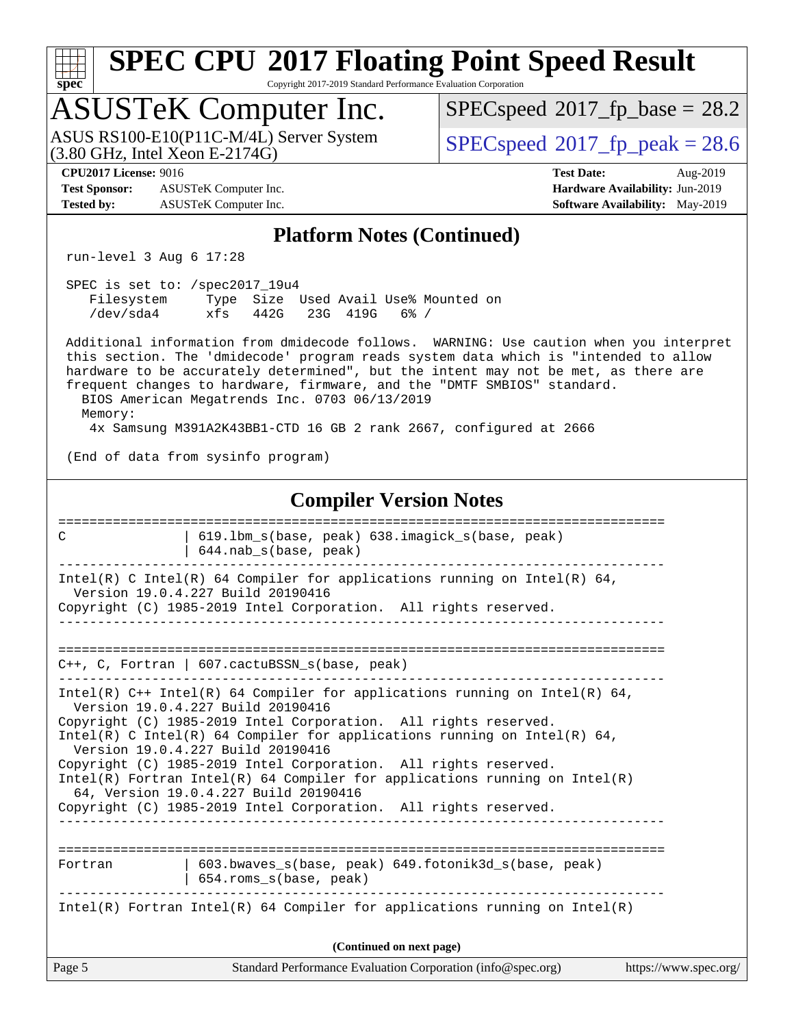## Platform Notes (Continued)

```
run-level 3 Aug 6 17:28

SPEC is set to: /spec2017_19u4
   Filesystem     Type  Size  Used Avail Use% Mounted on
   /dev/sda4      xfs   442G   23G  419G   6% /

Additional information from dmidecode follows.  WARNING: Use caution when you interpret
this section. The 'dmidecode' program reads system data which is "intended to allow
hardware to be accurately determined", but the intent may not be met, as there are
frequent changes to hardware, firmware, and the "DMTF SMBIOS" standard.
  BIOS American Megatrends Inc. 0703 06/13/2019
  Memory:
    4x Samsung M391A2K43BB1-CTD 16 GB 2 rank 2667, configured at 2666

(End of data from sysinfo program)
```

## Compiler Version Notes

```
==============================================================================
C                | 619.lbm_s(base, peak) 638.imagick_s(base, peak)
                 | 644.nab_s(base, peak)
------------------------------------------------------------------------------
Intel(R) C Intel(R) 64 Compiler for applications running on Intel(R) 64,
  Version 19.0.4.227 Build 20190416
Copyright (C) 1985-2019 Intel Corporation.  All rights reserved.
------------------------------------------------------------------------------

==============================================================================
C++, C, Fortran | 607.cactuBSSN_s(base, peak)
------------------------------------------------------------------------------
Intel(R) C++ Intel(R) 64 Compiler for applications running on Intel(R) 64,
  Version 19.0.4.227 Build 20190416
Copyright (C) 1985-2019 Intel Corporation.  All rights reserved.
Intel(R) C Intel(R) 64 Compiler for applications running on Intel(R) 64,
  Version 19.0.4.227 Build 20190416
Copyright (C) 1985-2019 Intel Corporation.  All rights reserved.
Intel(R) Fortran Intel(R) 64 Compiler for applications running on Intel(R)
  64, Version 19.0.4.227 Build 20190416
Copyright (C) 1985-2019 Intel Corporation.  All rights reserved.
------------------------------------------------------------------------------

==============================================================================
Fortran          | 603.bwaves_s(base, peak) 649.fotonik3d_s(base, peak)
                 | 654.roms_s(base, peak)
------------------------------------------------------------------------------
Intel(R) Fortran Intel(R) 64 Compiler for applications running on Intel(R)
```

**(Continued on next page)**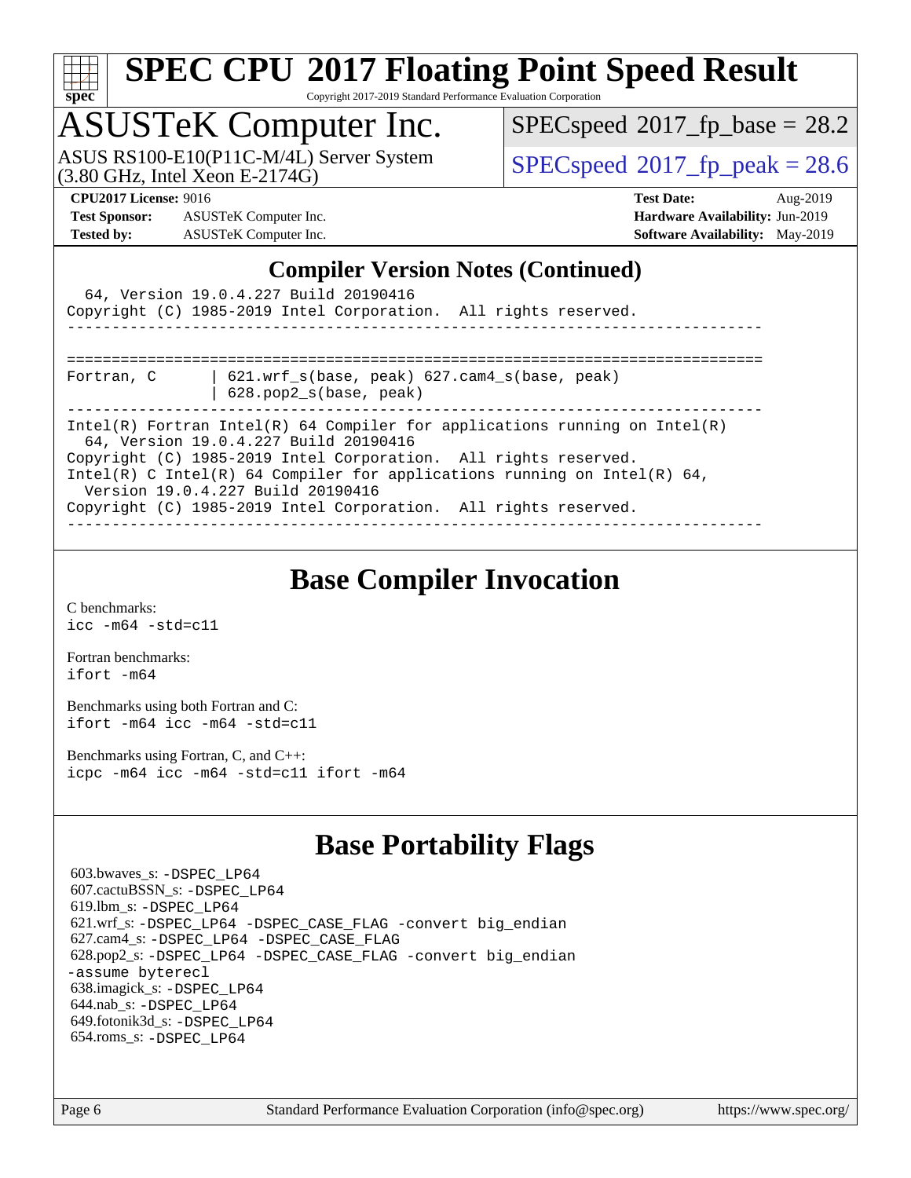# SPEC CPU 2017 Floating Point Speed Result

Copyright 2017-2019 Standard Performance Evaluation Corporation

## ASUSTeK Computer Inc.

ASUS RS100-E10(P11C-M/4L) Server System (3.80 GHz, Intel Xeon E-2174G)

SPECspeed 2017_fp_base = 28.2

SPECspeed 2017_fp_peak = 28.6

**CPU2017 License:** 9016
**Test Sponsor:** ASUSTeK Computer Inc.
**Tested by:** ASUSTeK Computer Inc.

**Test Date:** Aug-2019
**Hardware Availability:** Jun-2019
**Software Availability:** May-2019

## Compiler Version Notes (Continued)

```
  64, Version 19.0.4.227 Build 20190416
Copyright (C) 1985-2019 Intel Corporation.  All rights reserved.
------------------------------------------------------------------------------

==============================================================================
Fortran, C      | 621.wrf_s(base, peak) 627.cam4_s(base, peak)
                | 628.pop2_s(base, peak)
------------------------------------------------------------------------------
Intel(R) Fortran Intel(R) 64 Compiler for applications running on Intel(R)
  64, Version 19.0.4.227 Build 20190416
Copyright (C) 1985-2019 Intel Corporation.  All rights reserved.
Intel(R) C Intel(R) 64 Compiler for applications running on Intel(R) 64,
  Version 19.0.4.227 Build 20190416
Copyright (C) 1985-2019 Intel Corporation.  All rights reserved.
------------------------------------------------------------------------------
```

## Base Compiler Invocation

C benchmarks:
`icc -m64 -std=c11`

Fortran benchmarks:
`ifort -m64`

Benchmarks using both Fortran and C:
`ifort -m64 icc -m64 -std=c11`

Benchmarks using Fortran, C, and C++:
`icpc -m64 icc -m64 -std=c11 ifort -m64`

## Base Portability Flags

603.bwaves_s: `-DSPEC_LP64`
607.cactuBSSN_s: `-DSPEC_LP64`
619.lbm_s: `-DSPEC_LP64`
621.wrf_s: `-DSPEC_LP64 -DSPEC_CASE_FLAG -convert big_endian`
627.cam4_s: `-DSPEC_LP64 -DSPEC_CASE_FLAG`
628.pop2_s: `-DSPEC_LP64 -DSPEC_CASE_FLAG -convert big_endian -assume byterecl`
638.imagick_s: `-DSPEC_LP64`
644.nab_s: `-DSPEC_LP64`
649.fotonik3d_s: `-DSPEC_LP64`
654.roms_s: `-DSPEC_LP64`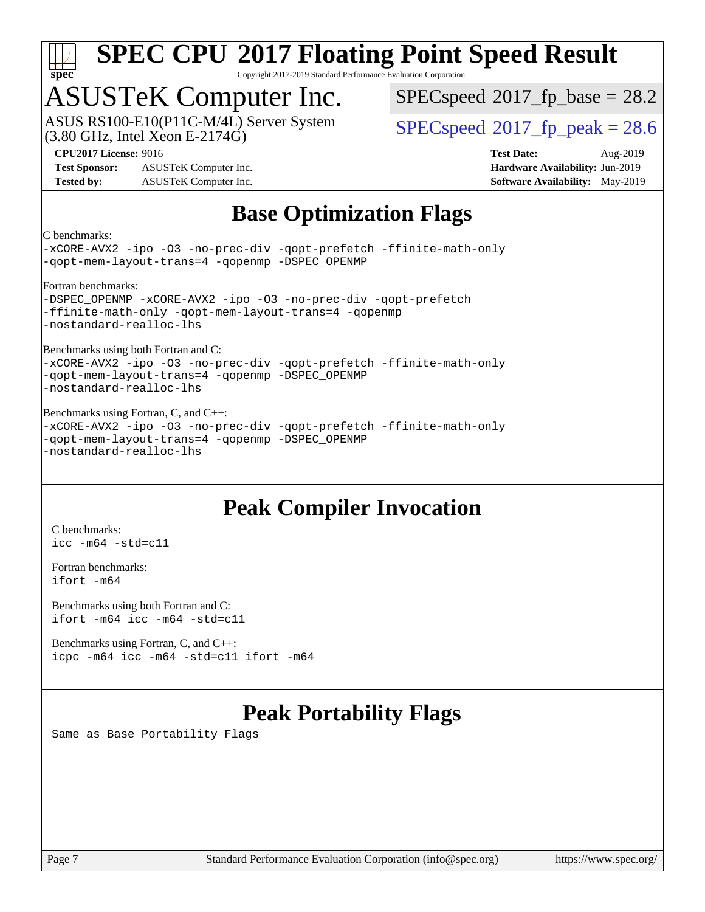# SPEC CPU 2017 Floating Point Speed Result

Copyright 2017-2019 Standard Performance Evaluation Corporation

## ASUSTeK Computer Inc.

ASUS RS100-E10(P11C-M/4L) Server System
(3.80 GHz, Intel Xeon E-2174G)

SPECspeed 2017_fp_base = 28.2

SPECspeed 2017_fp_peak = 28.6

**CPU2017 License:** 9016
**Test Sponsor:** ASUSTeK Computer Inc.
**Tested by:** ASUSTeK Computer Inc.

**Test Date:** Aug-2019
**Hardware Availability:** Jun-2019
**Software Availability:** May-2019

## Base Optimization Flags

C benchmarks:

```
-xCORE-AVX2 -ipo -O3 -no-prec-div -qopt-prefetch -ffinite-math-only
-qopt-mem-layout-trans=4 -qopenmp -DSPEC_OPENMP
```

Fortran benchmarks:

```
-DSPEC_OPENMP -xCORE-AVX2 -ipo -O3 -no-prec-div -qopt-prefetch
-ffinite-math-only -qopt-mem-layout-trans=4 -qopenmp
-nostandard-realloc-lhs
```

Benchmarks using both Fortran and C:

```
-xCORE-AVX2 -ipo -O3 -no-prec-div -qopt-prefetch -ffinite-math-only
-qopt-mem-layout-trans=4 -qopenmp -DSPEC_OPENMP
-nostandard-realloc-lhs
```

Benchmarks using Fortran, C, and C++:

```
-xCORE-AVX2 -ipo -O3 -no-prec-div -qopt-prefetch -ffinite-math-only
-qopt-mem-layout-trans=4 -qopenmp -DSPEC_OPENMP
-nostandard-realloc-lhs
```

## Peak Compiler Invocation

C benchmarks:

```
icc -m64 -std=c11
```

Fortran benchmarks:

```
ifort -m64
```

Benchmarks using both Fortran and C:

```
ifort -m64 icc -m64 -std=c11
```

Benchmarks using Fortran, C, and C++:

```
icpc -m64 icc -m64 -std=c11 ifort -m64
```

## Peak Portability Flags

Same as Base Portability Flags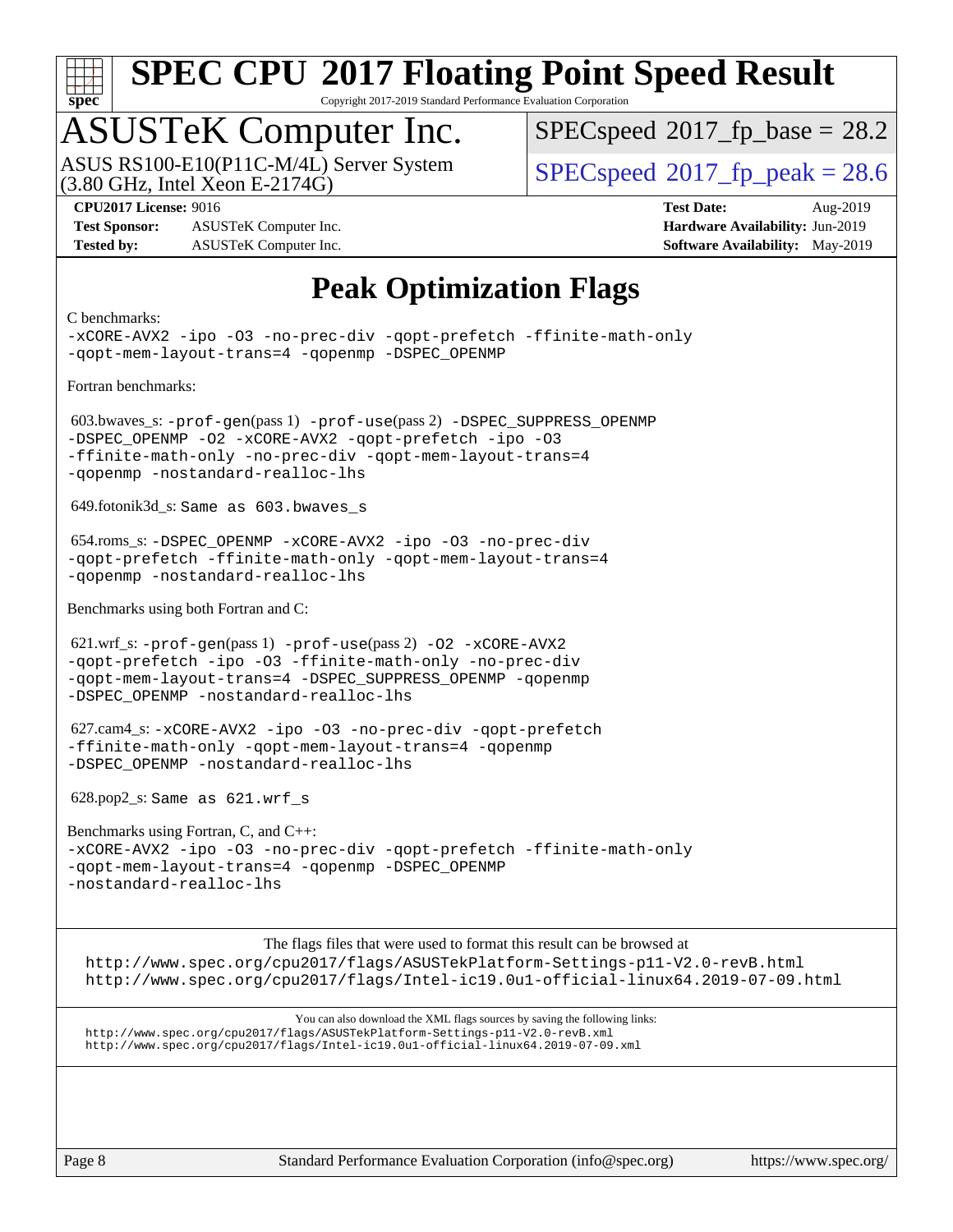# SPEC CPU 2017 Floating Point Speed Result

Copyright 2017-2019 Standard Performance Evaluation Corporation

## ASUSTeK Computer Inc.

ASUS RS100-E10(P11C-M/4L) Server System
(3.80 GHz, Intel Xeon E-2174G)

SPECspeed 2017_fp_base = 28.2

SPECspeed 2017_fp_peak = 28.6

**CPU2017 License:** 9016
**Test Sponsor:** ASUSTeK Computer Inc.
**Tested by:** ASUSTeK Computer Inc.

**Test Date:** Aug-2019
**Hardware Availability:** Jun-2019
**Software Availability:** May-2019

## Peak Optimization Flags

C benchmarks:

```
-xCORE-AVX2 -ipo -O3 -no-prec-div -qopt-prefetch -ffinite-math-only
-qopt-mem-layout-trans=4 -qopenmp -DSPEC_OPENMP
```

Fortran benchmarks:

603.bwaves_s: `-prof-gen`(pass 1) `-prof-use`(pass 2) `-DSPEC_SUPPRESS_OPENMP -DSPEC_OPENMP -O2 -xCORE-AVX2 -qopt-prefetch -ipo -O3 -ffinite-math-only -no-prec-div -qopt-mem-layout-trans=4 -qopenmp -nostandard-realloc-lhs`

649.fotonik3d_s: `Same as 603.bwaves_s`

654.roms_s: `-DSPEC_OPENMP -xCORE-AVX2 -ipo -O3 -no-prec-div -qopt-prefetch -ffinite-math-only -qopt-mem-layout-trans=4 -qopenmp -nostandard-realloc-lhs`

Benchmarks using both Fortran and C:

621.wrf_s: `-prof-gen`(pass 1) `-prof-use`(pass 2) `-O2 -xCORE-AVX2 -qopt-prefetch -ipo -O3 -ffinite-math-only -no-prec-div -qopt-mem-layout-trans=4 -DSPEC_SUPPRESS_OPENMP -qopenmp -DSPEC_OPENMP -nostandard-realloc-lhs`

627.cam4_s: `-xCORE-AVX2 -ipo -O3 -no-prec-div -qopt-prefetch -ffinite-math-only -qopt-mem-layout-trans=4 -qopenmp -DSPEC_OPENMP -nostandard-realloc-lhs`

628.pop2_s: `Same as 621.wrf_s`

Benchmarks using Fortran, C, and C++:

```
-xCORE-AVX2 -ipo -O3 -no-prec-div -qopt-prefetch -ffinite-math-only
-qopt-mem-layout-trans=4 -qopenmp -DSPEC_OPENMP
-nostandard-realloc-lhs
```

The flags files that were used to format this result can be browsed at

http://www.spec.org/cpu2017/flags/ASUSTekPlatform-Settings-p11-V2.0-revB.html
http://www.spec.org/cpu2017/flags/Intel-ic19.0u1-official-linux64.2019-07-09.html

You can also download the XML flags sources by saving the following links:

http://www.spec.org/cpu2017/flags/ASUSTekPlatform-Settings-p11-V2.0-revB.xml
http://www.spec.org/cpu2017/flags/Intel-ic19.0u1-official-linux64.2019-07-09.xml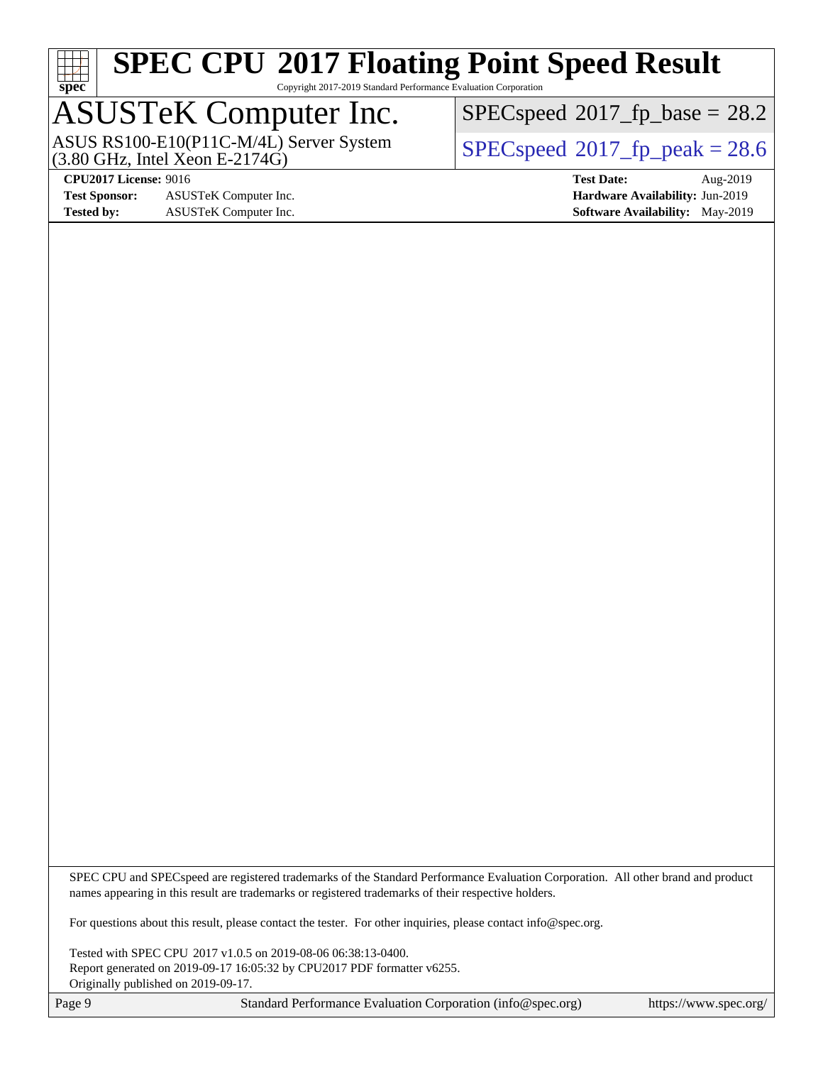SPEC CPU and SPECspeed are registered trademarks of the Standard Performance Evaluation Corporation. All other brand and product names appearing in this result are trademarks or registered trademarks of their respective holders.

For questions about this result, please contact the tester. For other inquiries, please contact info@spec.org.

Tested with SPEC CPU 2017 v1.0.5 on 2019-08-06 06:38:13-0400.
Report generated on 2019-09-17 16:05:32 by CPU2017 PDF formatter v6255.
Originally published on 2019-09-17.